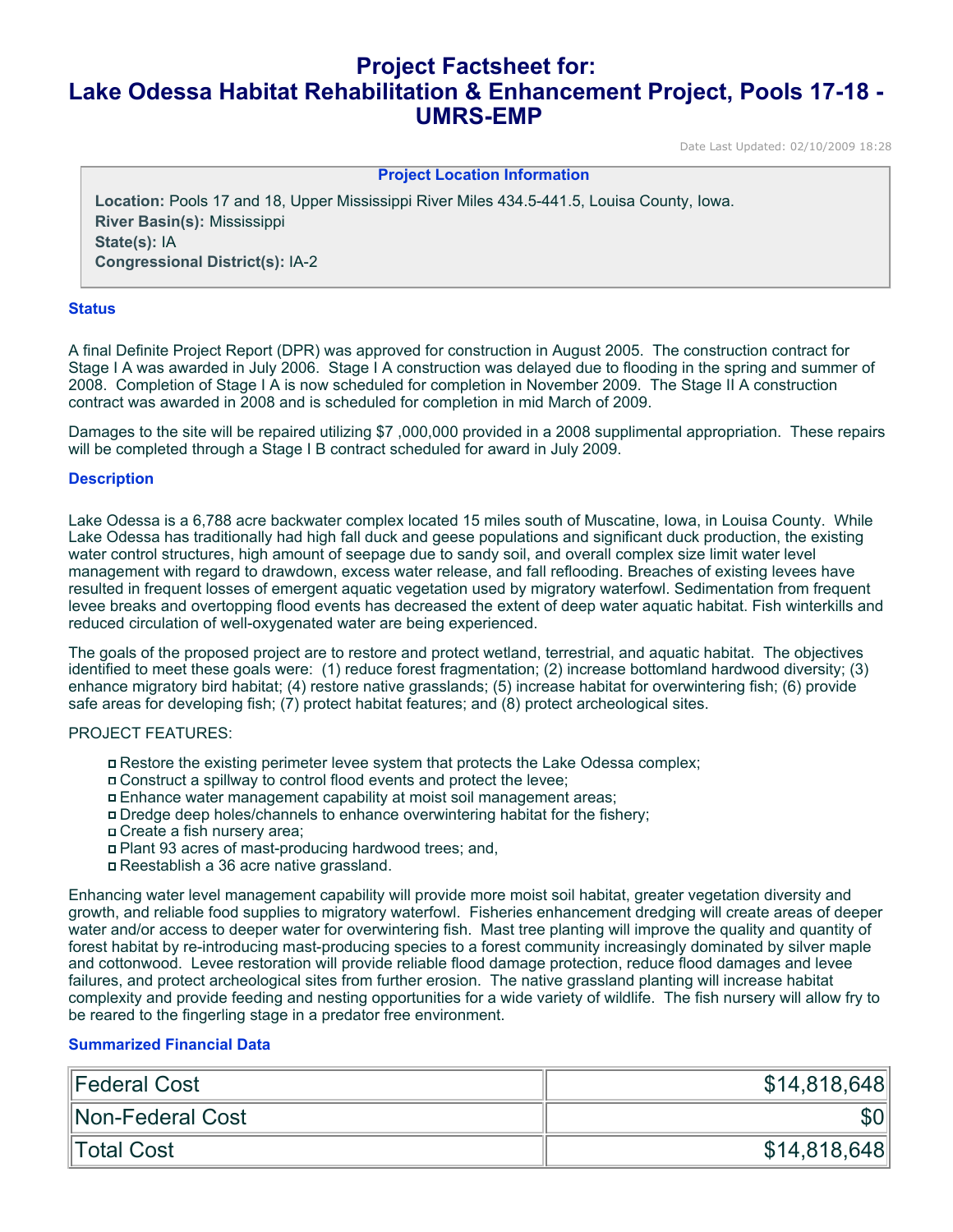# Project Factsheet for: Lake Odessa Habitat Rehabilitation & Enhancement Project, Pools 17-18 - UMRS-EMP

Date Last Updated: 02/10/2009 18:28

**Project Location Information**

**Location:** Pools 17 and 18, Upper Mississippi River Miles 434.5-441.5, Louisa County, Iowa.
**River Basin(s):** Mississippi
**State(s):** IA
**Congressional District(s):** IA-2

## Status

A final Definite Project Report (DPR) was approved for construction in August 2005. The construction contract for Stage I A was awarded in July 2006. Stage I A construction was delayed due to flooding in the spring and summer of 2008. Completion of Stage I A is now scheduled for completion in November 2009. The Stage II A construction contract was awarded in 2008 and is scheduled for completion in mid March of 2009.

Damages to the site will be repaired utilizing $7 ,000,000 provided in a 2008 supplimental appropriation. These repairs will be completed through a Stage I B contract scheduled for award in July 2009.

## Description

Lake Odessa is a 6,788 acre backwater complex located 15 miles south of Muscatine, Iowa, in Louisa County. While Lake Odessa has traditionally had high fall duck and geese populations and significant duck production, the existing water control structures, high amount of seepage due to sandy soil, and overall complex size limit water level management with regard to drawdown, excess water release, and fall reflooding. Breaches of existing levees have resulted in frequent losses of emergent aquatic vegetation used by migratory waterfowl. Sedimentation from frequent levee breaks and overtopping flood events has decreased the extent of deep water aquatic habitat. Fish winterkills and reduced circulation of well-oxygenated water are being experienced.

The goals of the proposed project are to restore and protect wetland, terrestrial, and aquatic habitat. The objectives identified to meet these goals were: (1) reduce forest fragmentation; (2) increase bottomland hardwood diversity; (3) enhance migratory bird habitat; (4) restore native grasslands; (5) increase habitat for overwintering fish; (6) provide safe areas for developing fish; (7) protect habitat features; and (8) protect archeological sites.

PROJECT FEATURES:

- Restore the existing perimeter levee system that protects the Lake Odessa complex;
- Construct a spillway to control flood events and protect the levee;
- Enhance water management capability at moist soil management areas;
- Dredge deep holes/channels to enhance overwintering habitat for the fishery;
- Create a fish nursery area;
- Plant 93 acres of mast-producing hardwood trees; and,
- Reestablish a 36 acre native grassland.

Enhancing water level management capability will provide more moist soil habitat, greater vegetation diversity and growth, and reliable food supplies to migratory waterfowl. Fisheries enhancement dredging will create areas of deeper water and/or access to deeper water for overwintering fish. Mast tree planting will improve the quality and quantity of forest habitat by re-introducing mast-producing species to a forest community increasingly dominated by silver maple and cottonwood. Levee restoration will provide reliable flood damage protection, reduce flood damages and levee failures, and protect archeological sites from further erosion. The native grassland planting will increase habitat complexity and provide feeding and nesting opportunities for a wide variety of wildlife. The fish nursery will allow fry to be reared to the fingerling stage in a predator free environment.

## Summarized Financial Data

| | |
|---|---:|
| Federal Cost | $14,818,648 |
| Non-Federal Cost | $0 |
| Total Cost | $14,818,648 |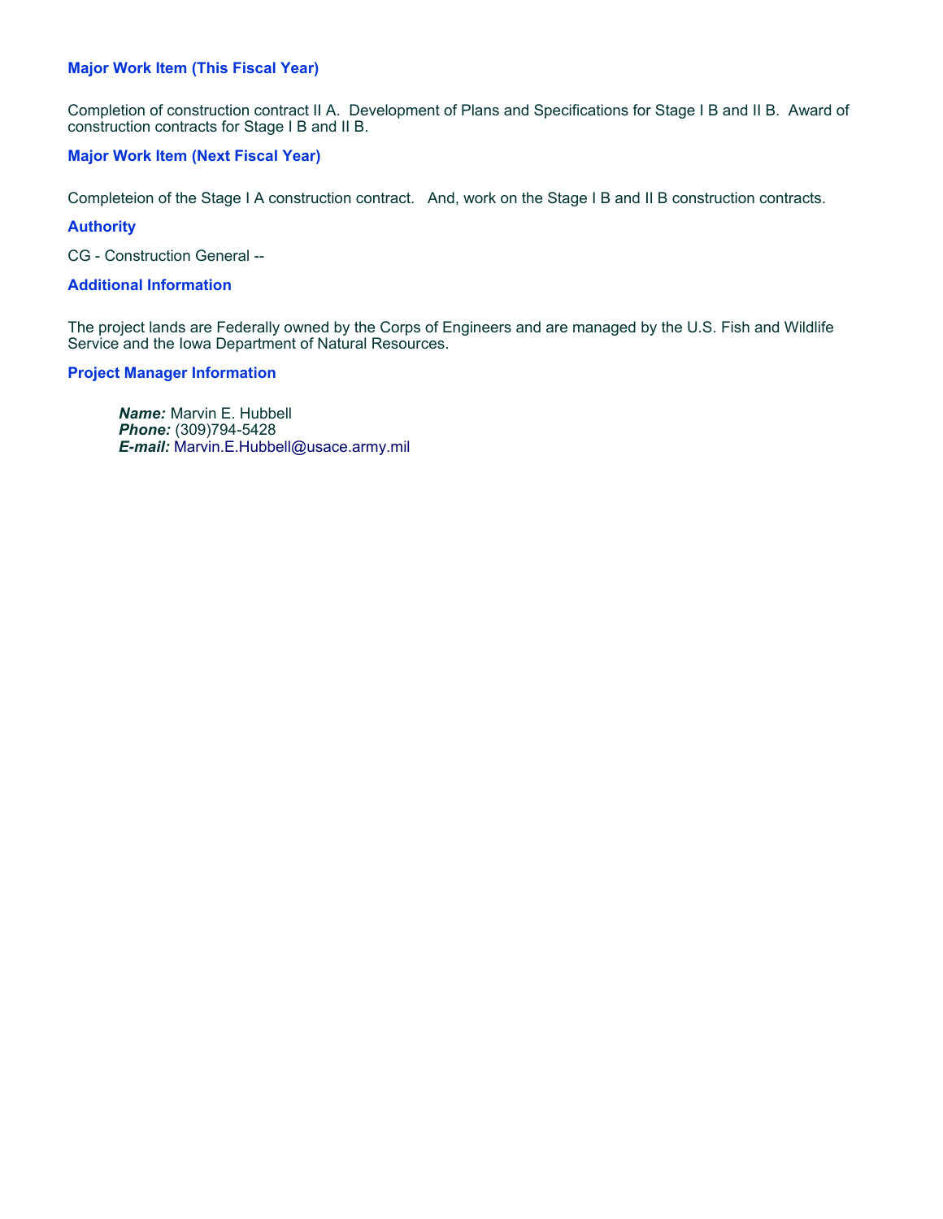### Major Work Item (This Fiscal Year)

Completion of construction contract II A. Development of Plans and Specifications for Stage I B and II B. Award of construction contracts for Stage I B and II B.

### Major Work Item (Next Fiscal Year)

Completeion of the Stage I A construction contract. And, work on the Stage I B and II B construction contracts.

### Authority

CG - Construction General --

### Additional Information

The project lands are Federally owned by the Corps of Engineers and are managed by the U.S. Fish and Wildlife Service and the Iowa Department of Natural Resources.

### Project Manager Information

***Name:*** Marvin E. Hubbell
***Phone:*** (309)794-5428
***E-mail:*** Marvin.E.Hubbell@usace.army.mil